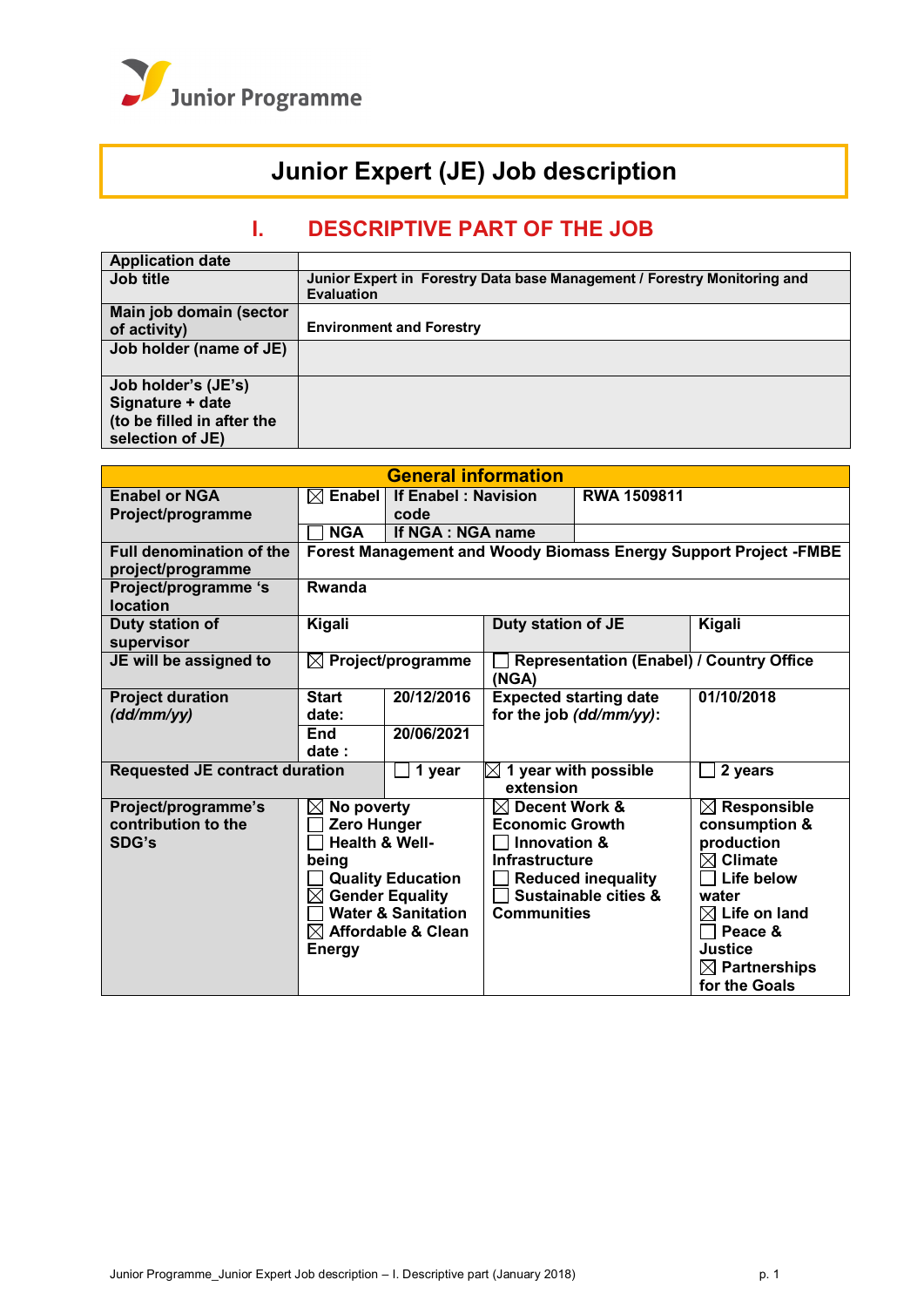Junior Programme

# Junior Expert (JE) Job description

## I. DESCRIPTIVE PART OF THE JOB

| | |
|---|---|
| **Application date** | |
| **Job title** | **Junior Expert in Forestry Data base Management / Forestry Monitoring and Evaluation** |
| **Main job domain (sector of activity)** | **Environment and Forestry** |
| **Job holder (name of JE)** | |
| **Job holder's (JE's) Signature + date (to be filled in after the selection of JE)** | |

| **General information** | | | | | |
|---|---|---|---|---|---|
| **Enabel or NGA Project/programme** | ☒ **Enabel** | **If Enabel : Navision code** | | **RWA 1509811** | |
| | ☐ **NGA** | **If NGA : NGA name** | | | |
| **Full denomination of the project/programme** | **Forest Management and Woody Biomass Energy Support Project -FMBE** | | | | |
| **Project/programme 's location** | **Rwanda** | | | | |
| **Duty station of supervisor** | **Kigali** | | **Duty station of JE** | **Kigali** | |
| **JE will be assigned to** | ☒ **Project/programme** | | ☐ **Representation (Enabel) / Country Office (NGA)** | | |
| **Project duration *(dd/mm/yy)*** | **Start date:** | **20/12/2016** | **Expected starting date for the job *(dd/mm/yy)*:** | **01/10/2018** | |
| | **End date :** | **20/06/2021** | | | |
| **Requested JE contract duration** | | ☐ **1 year** | ☒ **1 year with possible extension** | ☐ **2 years** | |
| **Project/programme's contribution to the SDG's** | ☒ **No poverty**<br>☐ **Zero Hunger**<br>☐ **Health & Well-being**<br>☐ **Quality Education**<br>☒ **Gender Equality**<br>☐ **Water & Sanitation**<br>☒ **Affordable & Clean Energy** | | ☒ **Decent Work & Economic Growth**<br>☐ **Innovation & Infrastructure**<br>☐ **Reduced inequality**<br>☐ **Sustainable cities & Communities** | ☒ **Responsible consumption & production**<br>☒ **Climate**<br>☐ **Life below water**<br>☒ **Life on land**<br>☐ **Peace & Justice**<br>☒ **Partnerships for the Goals** | |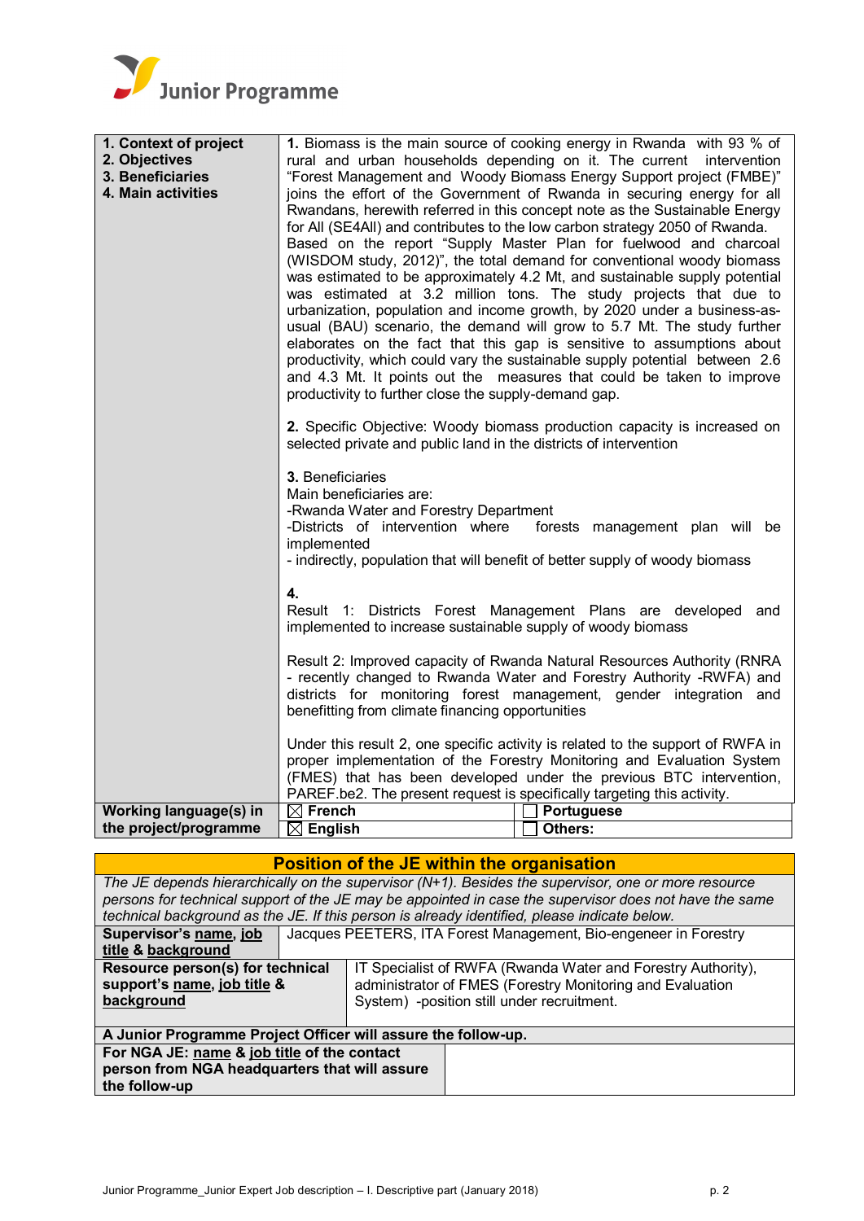| 1. Context of project<br>2. Objectives<br>3. Beneficiaries<br>4. Main activities | **1.** Biomass is the main source of cooking energy in Rwanda with 93 % of rural and urban households depending on it. The current intervention "Forest Management and Woody Biomass Energy Support project (FMBE)" joins the effort of the Government of Rwanda in securing energy for all Rwandans, herewith referred in this concept note as the Sustainable Energy for All (SE4All) and contributes to the low carbon strategy 2050 of Rwanda. Based on the report "Supply Master Plan for fuelwood and charcoal (WISDOM study, 2012)", the total demand for conventional woody biomass was estimated to be approximately 4.2 Mt, and sustainable supply potential was estimated at 3.2 million tons. The study projects that due to urbanization, population and income growth, by 2020 under a business-as-usual (BAU) scenario, the demand will grow to 5.7 Mt. The study further elaborates on the fact that this gap is sensitive to assumptions about productivity, which could vary the sustainable supply potential between 2.6 and 4.3 Mt. It points out the measures that could be taken to improve productivity to further close the supply-demand gap.<br><br>**2.** Specific Objective: Woody biomass production capacity is increased on selected private and public land in the districts of intervention<br><br>**3.** Beneficiaries<br>Main beneficiaries are:<br>-Rwanda Water and Forestry Department<br>-Districts of intervention where forests management plan will be implemented<br>- indirectly, population that will benefit of better supply of woody biomass<br><br>**4.**<br>Result 1: Districts Forest Management Plans are developed and implemented to increase sustainable supply of woody biomass<br><br>Result 2: Improved capacity of Rwanda Natural Resources Authority (RNRA - recently changed to Rwanda Water and Forestry Authority -RWFA) and districts for monitoring forest management, gender integration and benefitting from climate financing opportunities<br><br>Under this result 2, one specific activity is related to the support of RWFA in proper implementation of the Forestry Monitoring and Evaluation System (FMES) that has been developed under the previous BTC intervention, PAREF.be2. The present request is specifically targeting this activity. | |
|---|---|---|
| **Working language(s) in the project/programme** | ☒ **French** | ☐ **Portuguese** |
| | ☒ **English** | ☐ **Others:** |

## Position of the JE within the organisation

*The JE depends hierarchically on the supervisor (N+1). Besides the supervisor, one or more resource persons for technical support of the JE may be appointed in case the supervisor does not have the same technical background as the JE. If this person is already identified, please indicate below.*

| | |
|---|---|
| **Supervisor's name, job title & background** | Jacques PEETERS, ITA Forest Management, Bio-engeneer in Forestry |
| **Resource person(s) for technical support's name, job title & background** | IT Specialist of RWFA (Rwanda Water and Forestry Authority), administrator of FMES (Forestry Monitoring and Evaluation System) -position still under recruitment. |

**A Junior Programme Project Officer will assure the follow-up.**

| | |
|---|---|
| **For NGA JE: name & job title of the contact person from NGA headquarters that will assure the follow-up** | |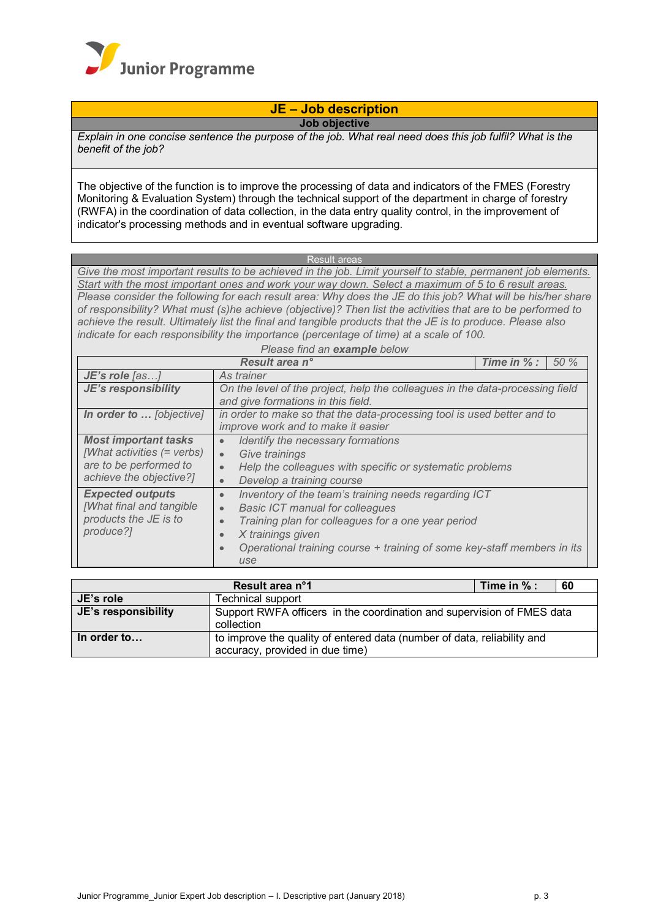Junior Programme

## JE – Job description

### Job objective

*Explain in one concise sentence the purpose of the job. What real need does this job fulfil? What is the benefit of the job?*

The objective of the function is to improve the processing of data and indicators of the FMES (Forestry Monitoring & Evaluation System) through the technical support of the department in charge of forestry (RWFA) in the coordination of data collection, in the data entry quality control, in the improvement of indicator's processing methods and in eventual software upgrading.

### Result areas

*Give the most important results to be achieved in the job. Limit yourself to stable, permanent job elements. Start with the most important ones and work your way down. Select a maximum of 5 to 6 result areas.* *Please consider the following for each result area: Why does the JE do this job? What will be his/her share of responsibility? What must (s)he achieve (objective)? Then list the activities that are to be performed to achieve the result. Ultimately list the final and tangible products that the JE is to produce. Please also indicate for each responsibility the importance (percentage of time) at a scale of 100.*

*Please find an **example** below*

| ***Result area n°*** | | ***Time in % :*** *50 %* |
|---|---|---|
| ***JE's role*** *[as…]* | *As trainer* | |
| ***JE's responsibility*** | *On the level of the project, help the colleagues in the data-processing field and give formations in this field.* | |
| ***In order to …*** *[objective]* | *in order to make so that the data-processing tool is used better and to improve work and to make it easier* | |
| ***Most important tasks*** *[What activities (= verbs) are to be performed to achieve the objective?]* | • *Identify the necessary formations*<br>• *Give trainings*<br>• *Help the colleagues with specific or systematic problems*<br>• *Develop a training course* | |
| ***Expected outputs*** *[What final and tangible products the JE is to produce?]* | • *Inventory of the team's training needs regarding ICT*<br>• *Basic ICT manual for colleagues*<br>• *Training plan for colleagues for a one year period*<br>• *X trainings given*<br>• *Operational training course + training of some key-staff members in its use* | |

| **Result area n°1** | | **Time in % :** | **60** |
|---|---|---|---|
| **JE's role** | Technical support | | |
| **JE's responsibility** | Support RWFA officers in the coordination and supervision of FMES data collection | | |
| **In order to…** | to improve the quality of entered data (number of data, reliability and accuracy, provided in due time) | | |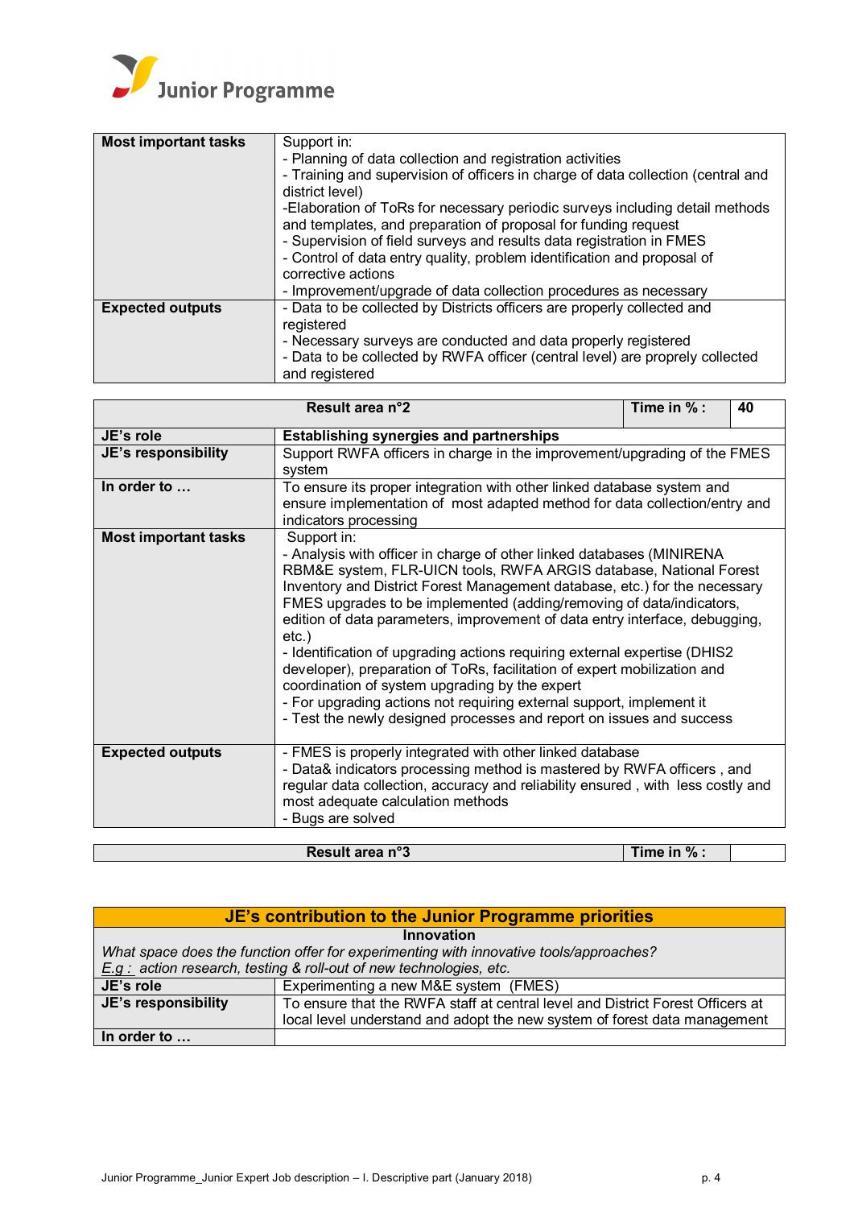| | |
|---|---|
| **Most important tasks** | Support in:<br>- Planning of data collection and registration activities<br>- Training and supervision of officers in charge of data collection (central and district level)<br>-Elaboration of ToRs for necessary periodic surveys including detail methods and templates, and preparation of proposal for funding request<br>- Supervision of field surveys and results data registration in FMES<br>- Control of data entry quality, problem identification and proposal of corrective actions<br>- Improvement/upgrade of data collection procedures as necessary |
| **Expected outputs** | - Data to be collected by Districts officers are properly collected and registered<br>- Necessary surveys are conducted and data properly registered<br>- Data to be collected by RWFA officer (central level) are proprely collected and registered |

| **Result area n°2** | | **Time in % :** | **40** |
|---|---|---|---|
| **JE's role** | **Establishing synergies and partnerships** | | |
| **JE's responsibility** | Support RWFA officers in charge in the improvement/upgrading of the FMES system | | |
| **In order to …** | To ensure its proper integration with other linked database system and ensure implementation of most adapted method for data collection/entry and indicators processing | | |
| **Most important tasks** | Support in:<br>- Analysis with officer in charge of other linked databases (MINIRENA RBM&E system, FLR-UICN tools, RWFA ARGIS database, National Forest Inventory and District Forest Management database, etc.) for the necessary FMES upgrades to be implemented (adding/removing of data/indicators, edition of data parameters, improvement of data entry interface, debugging, etc.)<br>- Identification of upgrading actions requiring external expertise (DHIS2 developer), preparation of ToRs, facilitation of expert mobilization and coordination of system upgrading by the expert<br>- For upgrading actions not requiring external support, implement it<br>- Test the newly designed processes and report on issues and success | | |
| **Expected outputs** | - FMES is properly integrated with other linked database<br>- Data& indicators processing method is mastered by RWFA officers , and regular data collection, accuracy and reliability ensured , with less costly and most adequate calculation methods<br>- Bugs are solved | | |

| **Result area n°3** | **Time in % :** | |
|---|---|---|

| **JE's contribution to the Junior Programme priorities** | |
|---|---|
| **Innovation**<br>*What space does the function offer for experimenting with innovative tools/approaches?*<br>*E.g : action research, testing & roll-out of new technologies, etc.* | |
| **JE's role** | Experimenting a new M&E system (FMES) |
| **JE's responsibility** | To ensure that the RWFA staff at central level and District Forest Officers at local level understand and adopt the new system of forest data management |
| **In order to …** | |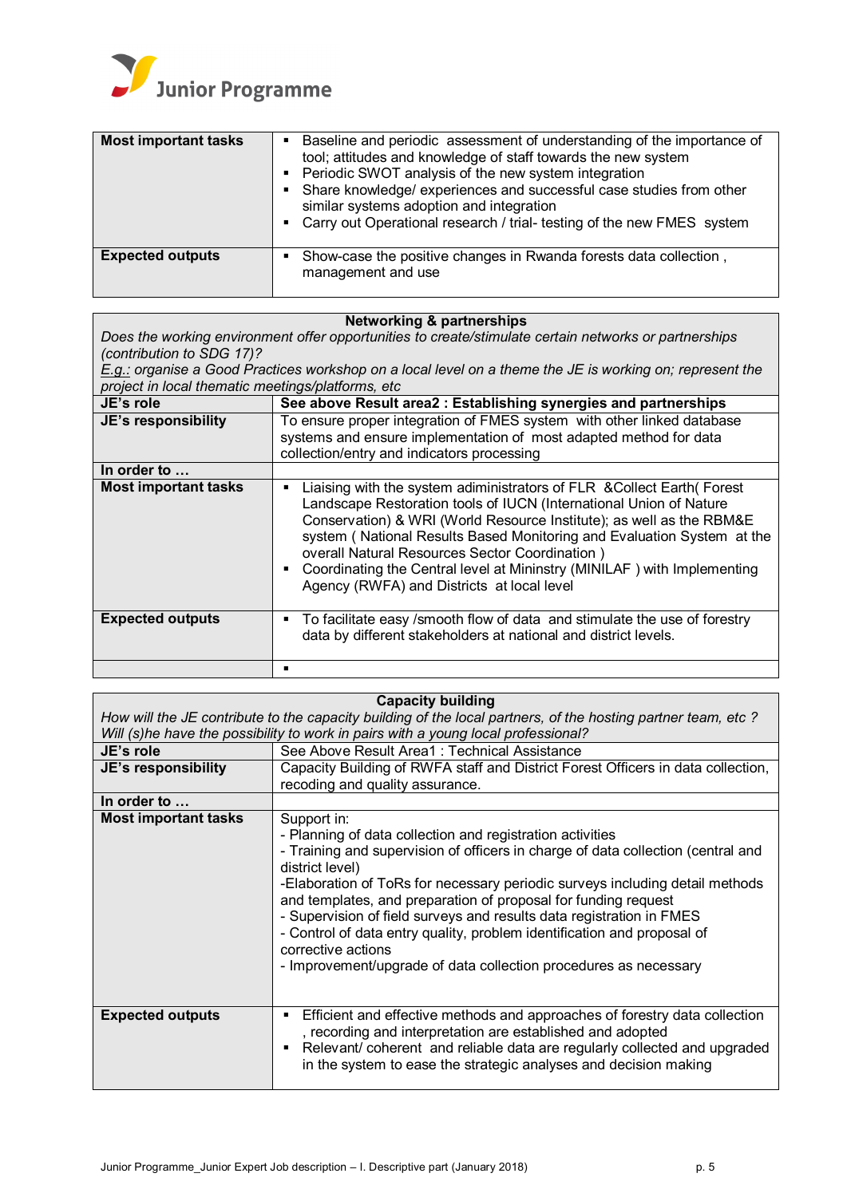| **Most important tasks** | ▪ Baseline and periodic assessment of understanding of the importance of tool; attitudes and knowledge of staff towards the new system<br>▪ Periodic SWOT analysis of the new system integration<br>▪ Share knowledge/ experiences and successful case studies from other similar systems adoption and integration<br>▪ Carry out Operational research / trial- testing of the new FMES system |
|---|---|
| **Expected outputs** | ▪ Show-case the positive changes in Rwanda forests data collection , management and use |

| **Networking & partnerships**<br>*Does the working environment offer opportunities to create/stimulate certain networks or partnerships (contribution to SDG 17)?*<br>*E.g.: organise a Good Practices workshop on a local level on a theme the JE is working on; represent the project in local thematic meetings/platforms, etc* | |
|---|---|
| **JE's role** | **See above Result area2 : Establishing synergies and partnerships** |
| **JE's responsibility** | To ensure proper integration of FMES system with other linked database systems and ensure implementation of most adapted method for data collection/entry and indicators processing |
| **In order to …** | |
| **Most important tasks** | ▪ Liaising with the system adiministrators of FLR &Collect Earth( Forest Landscape Restoration tools of IUCN (International Union of Nature Conservation) & WRI (World Resource Institute); as well as the RBM&E system ( National Results Based Monitoring and Evaluation System at the overall Natural Resources Sector Coordination )<br>▪ Coordinating the Central level at Mininstry (MINILAF ) with Implementing Agency (RWFA) and Districts at local level |
| **Expected outputs** | ▪ To facilitate easy /smooth flow of data and stimulate the use of forestry data by different stakeholders at national and district levels. |
| | ▪ |

| **Capacity building**<br>*How will the JE contribute to the capacity building of the local partners, of the hosting partner team, etc ? Will (s)he have the possibility to work in pairs with a young local professional?* | |
|---|---|
| **JE's role** | See Above Result Area1 : Technical Assistance |
| **JE's responsibility** | Capacity Building of RWFA staff and District Forest Officers in data collection, recoding and quality assurance. |
| **In order to …** | |
| **Most important tasks** | Support in:<br>- Planning of data collection and registration activities<br>- Training and supervision of officers in charge of data collection (central and district level)<br>-Elaboration of ToRs for necessary periodic surveys including detail methods and templates, and preparation of proposal for funding request<br>- Supervision of field surveys and results data registration in FMES<br>- Control of data entry quality, problem identification and proposal of corrective actions<br>- Improvement/upgrade of data collection procedures as necessary |
| **Expected outputs** | ▪ Efficient and effective methods and approaches of forestry data collection , recording and interpretation are established and adopted<br>▪ Relevant/ coherent and reliable data are regularly collected and upgraded in the system to ease the strategic analyses and decision making |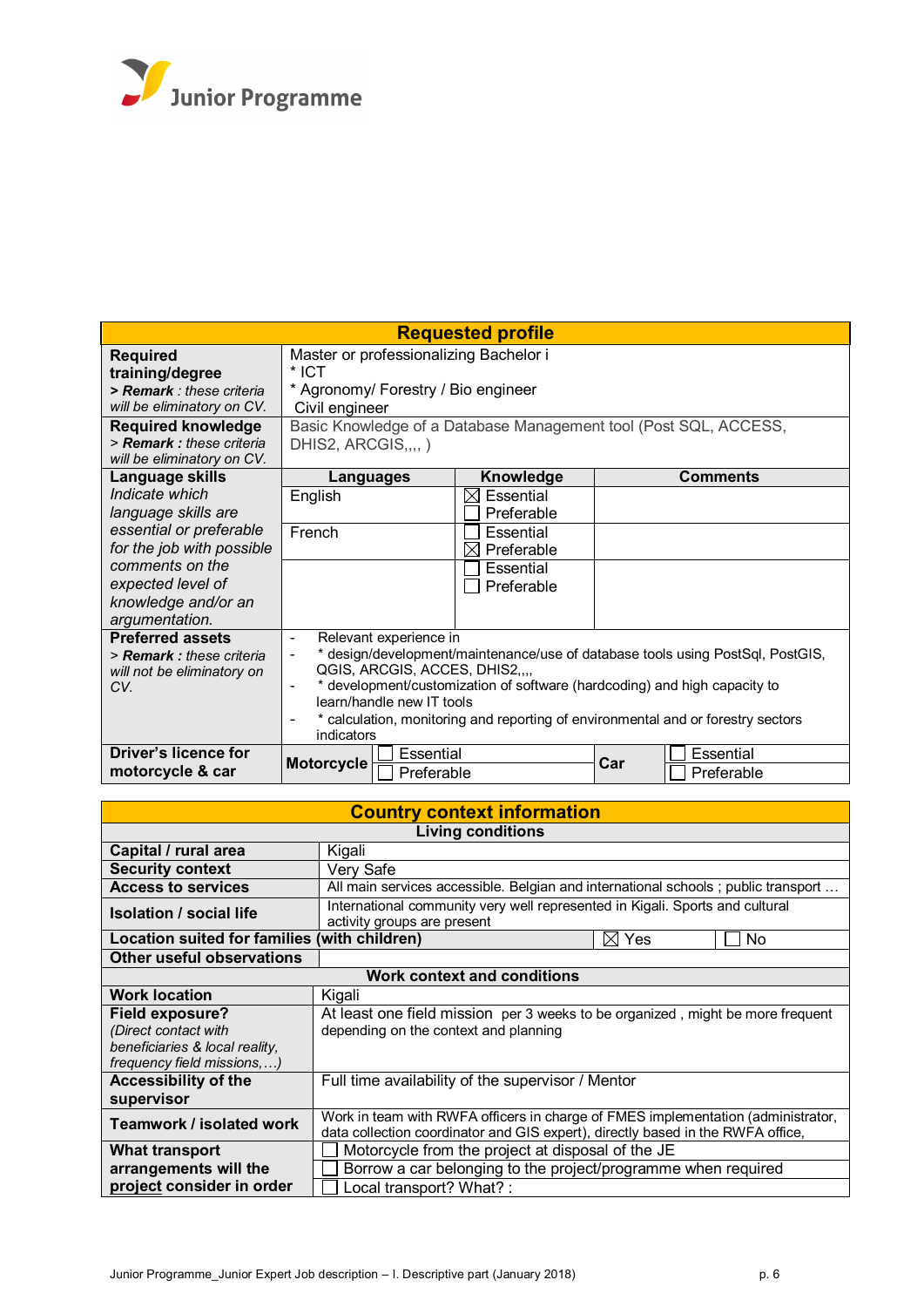**Junior Programme**

| **Requested profile** | | | |
|---|---|---|---|
| **Required training/degree**<br>**> *Remark*** *: these criteria will be eliminatory on CV.* | Master or professionalizing Bachelor i<br>* ICT<br>* Agronomy/ Forestry / Bio engineer<br>Civil engineer | | |
| **Required knowledge**<br>**> *Remark*** *: these criteria will be eliminatory on CV.* | Basic Knowledge of a Database Management tool (Post SQL, ACCESS, DHIS2, ARCGIS,,,, ) | | |
| **Language skills**<br>*Indicate which language skills are essential or preferable for the job with possible comments on the expected level of knowledge and/or an argumentation.* | **Languages** | **Knowledge** | **Comments** |
| | English | ☒ Essential<br>☐ Preferable | |
| | French | ☐ Essential<br>☒ Preferable | |
| | | ☐ Essential<br>☐ Preferable | |
| **Preferred assets**<br>**> *Remark*** *: these criteria will not be eliminatory on CV.* | - Relevant experience in<br>- * design/development/maintenance/use of database tools using PostSql, PostGIS, QGIS, ARCGIS, ACCES, DHIS2,,,,<br>- * development/customization of software (hardcoding) and high capacity to learn/handle new IT tools<br>- * calculation, monitoring and reporting of environmental and or forestry sectors indicators | | |
| **Driver's licence for motorcycle & car** | **Motorcycle**: ☐ Essential ☐ Preferable | **Car**: ☐ Essential ☐ Preferable | |

| **Country context information** | | | |
|---|---|---|---|
| **Living conditions** | | | |
| **Capital / rural area** | Kigali | | |
| **Security context** | Very Safe | | |
| **Access to services** | All main services accessible. Belgian and international schools ; public transport … | | |
| **Isolation / social life** | International community very well represented in Kigali. Sports and cultural activity groups are present | | |
| **Location suited for families (with children)** | | ☒ Yes | ☐ No |
| **Other useful observations** | | | |
| **Work context and conditions** | | | |
| **Work location** | Kigali | | |
| **Field exposure?**<br>*(Direct contact with beneficiaries & local reality, frequency field missions,…)* | At least one field mission per 3 weeks to be organized , might be more frequent depending on the context and planning | | |
| **Accessibility of the supervisor** | Full time availability of the supervisor / Mentor | | |
| **Teamwork / isolated work** | Work in team with RWFA officers in charge of FMES implementation (administrator, data collection coordinator and GIS expert), directly based in the RWFA office, | | |
| **What transport arrangements will the project consider in order** | ☐ Motorcycle from the project at disposal of the JE<br>☐ Borrow a car belonging to the project/programme when required<br>☐ Local transport? What? : | | |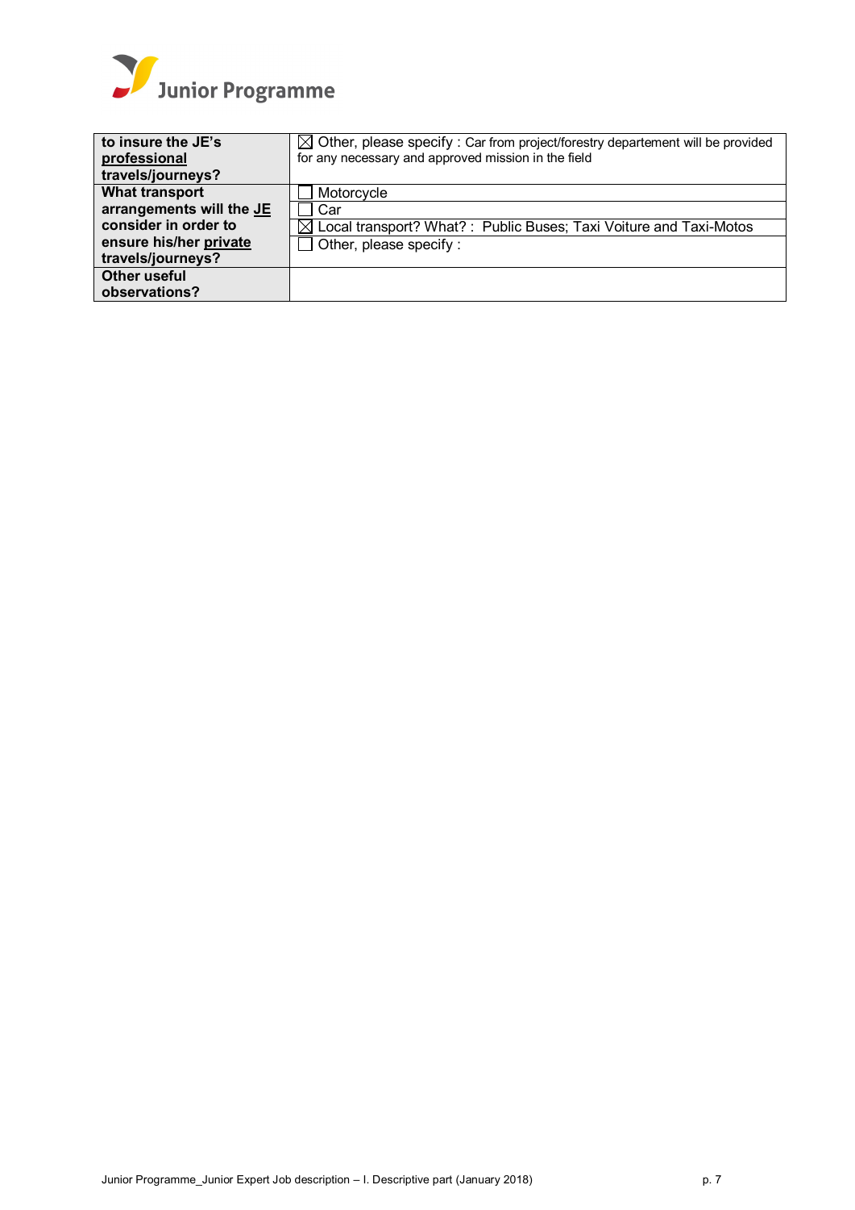| | |
|---|---|
| **to insure the JE's <u>professional</u> travels/journeys?** | ☒ Other, please specify : Car from project/forestry departement will be provided for any necessary and approved mission in the field |
| **What transport arrangements will the <u>JE</u> consider in order to ensure his/her <u>private</u> travels/journeys?** | ☐ Motorcycle<br>☐ Car<br>☒ Local transport? What? : Public Buses; Taxi Voiture and Taxi-Motos<br>☐ Other, please specify : |
| **Other useful observations?** | |